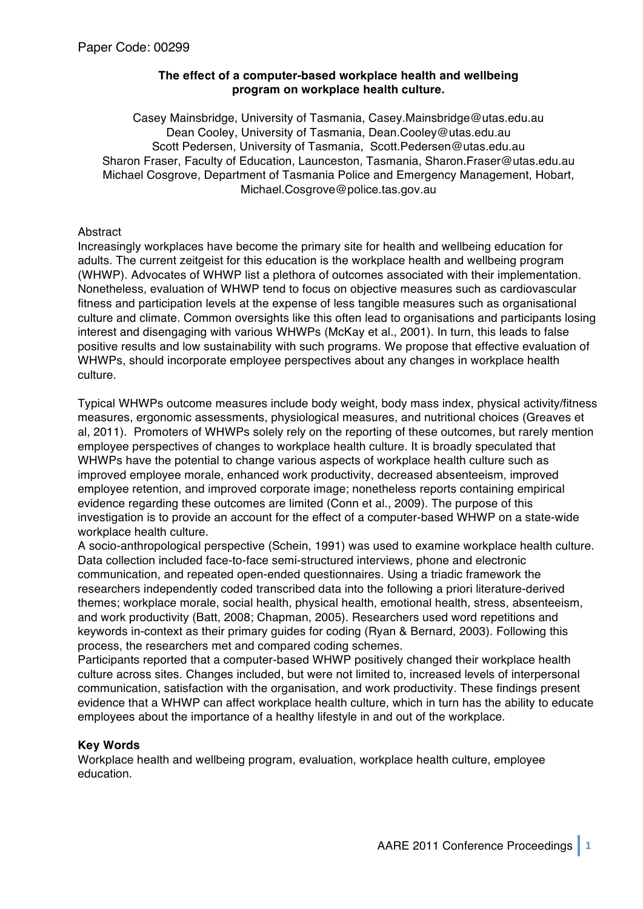Paper Code: 00299

**The effect of a computer-based workplace health and wellbeing program on workplace health culture.**

Casey Mainsbridge, University of Tasmania, Casey.Mainsbridge@utas.edu.au
Dean Cooley, University of Tasmania, Dean.Cooley@utas.edu.au
Scott Pedersen, University of Tasmania, Scott.Pedersen@utas.edu.au
Sharon Fraser, Faculty of Education, Launceston, Tasmania, Sharon.Fraser@utas.edu.au
Michael Cosgrove, Department of Tasmania Police and Emergency Management, Hobart, Michael.Cosgrove@police.tas.gov.au

Abstract

Increasingly workplaces have become the primary site for health and wellbeing education for adults. The current zeitgeist for this education is the workplace health and wellbeing program (WHWP). Advocates of WHWP list a plethora of outcomes associated with their implementation. Nonetheless, evaluation of WHWP tend to focus on objective measures such as cardiovascular fitness and participation levels at the expense of less tangible measures such as organisational culture and climate. Common oversights like this often lead to organisations and participants losing interest and disengaging with various WHWPs (McKay et al., 2001). In turn, this leads to false positive results and low sustainability with such programs. We propose that effective evaluation of WHWPs, should incorporate employee perspectives about any changes in workplace health culture.

Typical WHWPs outcome measures include body weight, body mass index, physical activity/fitness measures, ergonomic assessments, physiological measures, and nutritional choices (Greaves et al, 2011). Promoters of WHWPs solely rely on the reporting of these outcomes, but rarely mention employee perspectives of changes to workplace health culture. It is broadly speculated that WHWPs have the potential to change various aspects of workplace health culture such as improved employee morale, enhanced work productivity, decreased absenteeism, improved employee retention, and improved corporate image; nonetheless reports containing empirical evidence regarding these outcomes are limited (Conn et al., 2009). The purpose of this investigation is to provide an account for the effect of a computer-based WHWP on a state-wide workplace health culture.

A socio-anthropological perspective (Schein, 1991) was used to examine workplace health culture. Data collection included face-to-face semi-structured interviews, phone and electronic communication, and repeated open-ended questionnaires. Using a triadic framework the researchers independently coded transcribed data into the following a priori literature-derived themes; workplace morale, social health, physical health, emotional health, stress, absenteeism, and work productivity (Batt, 2008; Chapman, 2005). Researchers used word repetitions and keywords in-context as their primary guides for coding (Ryan & Bernard, 2003). Following this process, the researchers met and compared coding schemes.

Participants reported that a computer-based WHWP positively changed their workplace health culture across sites. Changes included, but were not limited to, increased levels of interpersonal communication, satisfaction with the organisation, and work productivity. These findings present evidence that a WHWP can affect workplace health culture, which in turn has the ability to educate employees about the importance of a healthy lifestyle in and out of the workplace.

**Key Words**

Workplace health and wellbeing program, evaluation, workplace health culture, employee education.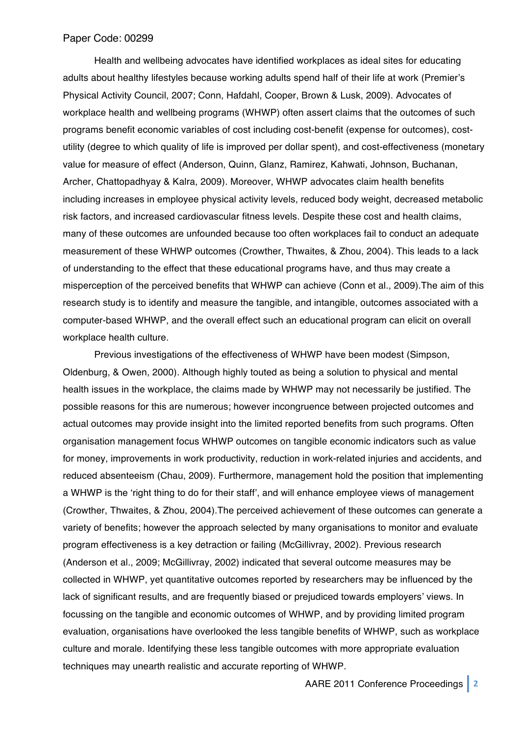Health and wellbeing advocates have identified workplaces as ideal sites for educating adults about healthy lifestyles because working adults spend half of their life at work (Premier's Physical Activity Council, 2007; Conn, Hafdahl, Cooper, Brown & Lusk, 2009). Advocates of workplace health and wellbeing programs (WHWP) often assert claims that the outcomes of such programs benefit economic variables of cost including cost-benefit (expense for outcomes), cost-utility (degree to which quality of life is improved per dollar spent), and cost-effectiveness (monetary value for measure of effect (Anderson, Quinn, Glanz, Ramirez, Kahwati, Johnson, Buchanan, Archer, Chattopadhyay & Kalra, 2009). Moreover, WHWP advocates claim health benefits including increases in employee physical activity levels, reduced body weight, decreased metabolic risk factors, and increased cardiovascular fitness levels. Despite these cost and health claims, many of these outcomes are unfounded because too often workplaces fail to conduct an adequate measurement of these WHWP outcomes (Crowther, Thwaites, & Zhou, 2004). This leads to a lack of understanding to the effect that these educational programs have, and thus may create a misperception of the perceived benefits that WHWP can achieve (Conn et al., 2009).The aim of this research study is to identify and measure the tangible, and intangible, outcomes associated with a computer-based WHWP, and the overall effect such an educational program can elicit on overall workplace health culture.

Previous investigations of the effectiveness of WHWP have been modest (Simpson, Oldenburg, & Owen, 2000). Although highly touted as being a solution to physical and mental health issues in the workplace, the claims made by WHWP may not necessarily be justified. The possible reasons for this are numerous; however incongruence between projected outcomes and actual outcomes may provide insight into the limited reported benefits from such programs. Often organisation management focus WHWP outcomes on tangible economic indicators such as value for money, improvements in work productivity, reduction in work-related injuries and accidents, and reduced absenteeism (Chau, 2009). Furthermore, management hold the position that implementing a WHWP is the 'right thing to do for their staff', and will enhance employee views of management (Crowther, Thwaites, & Zhou, 2004).The perceived achievement of these outcomes can generate a variety of benefits; however the approach selected by many organisations to monitor and evaluate program effectiveness is a key detraction or failing (McGillivray, 2002). Previous research (Anderson et al., 2009; McGillivray, 2002) indicated that several outcome measures may be collected in WHWP, yet quantitative outcomes reported by researchers may be influenced by the lack of significant results, and are frequently biased or prejudiced towards employers' views. In focussing on the tangible and economic outcomes of WHWP, and by providing limited program evaluation, organisations have overlooked the less tangible benefits of WHWP, such as workplace culture and morale. Identifying these less tangible outcomes with more appropriate evaluation techniques may unearth realistic and accurate reporting of WHWP.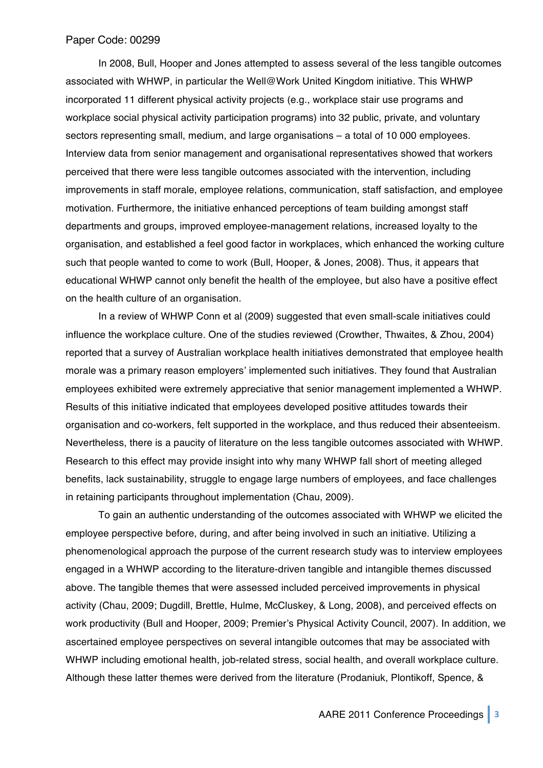In 2008, Bull, Hooper and Jones attempted to assess several of the less tangible outcomes associated with WHWP, in particular the Well@Work United Kingdom initiative. This WHWP incorporated 11 different physical activity projects (e.g., workplace stair use programs and workplace social physical activity participation programs) into 32 public, private, and voluntary sectors representing small, medium, and large organisations – a total of 10 000 employees. Interview data from senior management and organisational representatives showed that workers perceived that there were less tangible outcomes associated with the intervention, including improvements in staff morale, employee relations, communication, staff satisfaction, and employee motivation. Furthermore, the initiative enhanced perceptions of team building amongst staff departments and groups, improved employee-management relations, increased loyalty to the organisation, and established a feel good factor in workplaces, which enhanced the working culture such that people wanted to come to work (Bull, Hooper, & Jones, 2008). Thus, it appears that educational WHWP cannot only benefit the health of the employee, but also have a positive effect on the health culture of an organisation.

In a review of WHWP Conn et al (2009) suggested that even small-scale initiatives could influence the workplace culture. One of the studies reviewed (Crowther, Thwaites, & Zhou, 2004) reported that a survey of Australian workplace health initiatives demonstrated that employee health morale was a primary reason employers' implemented such initiatives. They found that Australian employees exhibited were extremely appreciative that senior management implemented a WHWP. Results of this initiative indicated that employees developed positive attitudes towards their organisation and co-workers, felt supported in the workplace, and thus reduced their absenteeism. Nevertheless, there is a paucity of literature on the less tangible outcomes associated with WHWP. Research to this effect may provide insight into why many WHWP fall short of meeting alleged benefits, lack sustainability, struggle to engage large numbers of employees, and face challenges in retaining participants throughout implementation (Chau, 2009).

To gain an authentic understanding of the outcomes associated with WHWP we elicited the employee perspective before, during, and after being involved in such an initiative. Utilizing a phenomenological approach the purpose of the current research study was to interview employees engaged in a WHWP according to the literature-driven tangible and intangible themes discussed above. The tangible themes that were assessed included perceived improvements in physical activity (Chau, 2009; Dugdill, Brettle, Hulme, McCluskey, & Long, 2008), and perceived effects on work productivity (Bull and Hooper, 2009; Premier's Physical Activity Council, 2007). In addition, we ascertained employee perspectives on several intangible outcomes that may be associated with WHWP including emotional health, job-related stress, social health, and overall workplace culture. Although these latter themes were derived from the literature (Prodaniuk, Plontikoff, Spence, &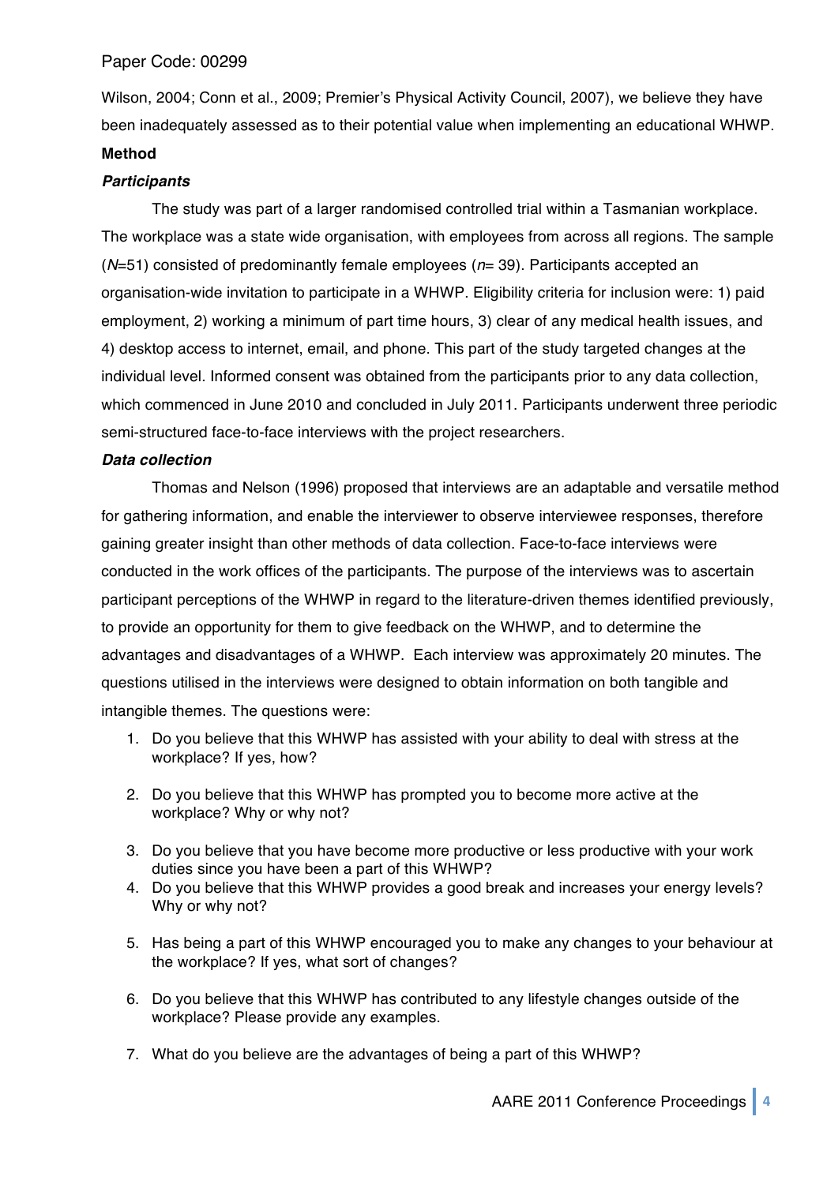Wilson, 2004; Conn et al., 2009; Premier's Physical Activity Council, 2007), we believe they have been inadequately assessed as to their potential value when implementing an educational WHWP.

## Method

### *Participants*

The study was part of a larger randomised controlled trial within a Tasmanian workplace. The workplace was a state wide organisation, with employees from across all regions. The sample ($N$=51) consisted of predominantly female employees ($n$= 39). Participants accepted an organisation-wide invitation to participate in a WHWP. Eligibility criteria for inclusion were: 1) paid employment, 2) working a minimum of part time hours, 3) clear of any medical health issues, and 4) desktop access to internet, email, and phone. This part of the study targeted changes at the individual level. Informed consent was obtained from the participants prior to any data collection, which commenced in June 2010 and concluded in July 2011. Participants underwent three periodic semi-structured face-to-face interviews with the project researchers.

### *Data collection*

Thomas and Nelson (1996) proposed that interviews are an adaptable and versatile method for gathering information, and enable the interviewer to observe interviewee responses, therefore gaining greater insight than other methods of data collection. Face-to-face interviews were conducted in the work offices of the participants. The purpose of the interviews was to ascertain participant perceptions of the WHWP in regard to the literature-driven themes identified previously, to provide an opportunity for them to give feedback on the WHWP, and to determine the advantages and disadvantages of a WHWP. Each interview was approximately 20 minutes. The questions utilised in the interviews were designed to obtain information on both tangible and intangible themes. The questions were:

1. Do you believe that this WHWP has assisted with your ability to deal with stress at the workplace? If yes, how?
2. Do you believe that this WHWP has prompted you to become more active at the workplace? Why or why not?
3. Do you believe that you have become more productive or less productive with your work duties since you have been a part of this WHWP?
4. Do you believe that this WHWP provides a good break and increases your energy levels? Why or why not?
5. Has being a part of this WHWP encouraged you to make any changes to your behaviour at the workplace? If yes, what sort of changes?
6. Do you believe that this WHWP has contributed to any lifestyle changes outside of the workplace? Please provide any examples.
7. What do you believe are the advantages of being a part of this WHWP?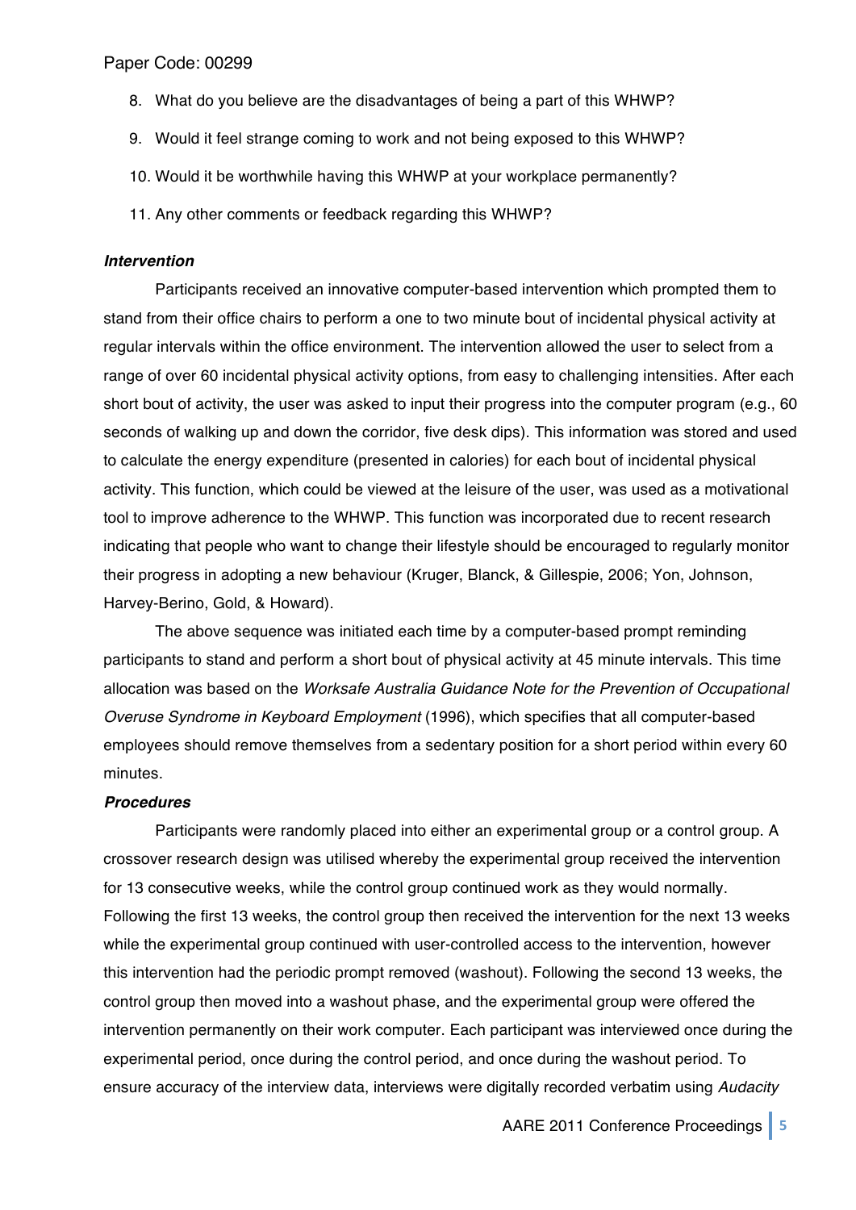8. What do you believe are the disadvantages of being a part of this WHWP?
9. Would it feel strange coming to work and not being exposed to this WHWP?
10. Would it be worthwhile having this WHWP at your workplace permanently?
11. Any other comments or feedback regarding this WHWP?

***Intervention***

Participants received an innovative computer-based intervention which prompted them to stand from their office chairs to perform a one to two minute bout of incidental physical activity at regular intervals within the office environment. The intervention allowed the user to select from a range of over 60 incidental physical activity options, from easy to challenging intensities. After each short bout of activity, the user was asked to input their progress into the computer program (e.g., 60 seconds of walking up and down the corridor, five desk dips). This information was stored and used to calculate the energy expenditure (presented in calories) for each bout of incidental physical activity. This function, which could be viewed at the leisure of the user, was used as a motivational tool to improve adherence to the WHWP. This function was incorporated due to recent research indicating that people who want to change their lifestyle should be encouraged to regularly monitor their progress in adopting a new behaviour (Kruger, Blanck, & Gillespie, 2006; Yon, Johnson, Harvey-Berino, Gold, & Howard).

The above sequence was initiated each time by a computer-based prompt reminding participants to stand and perform a short bout of physical activity at 45 minute intervals. This time allocation was based on the *Worksafe Australia Guidance Note for the Prevention of Occupational Overuse Syndrome in Keyboard Employment* (1996), which specifies that all computer-based employees should remove themselves from a sedentary position for a short period within every 60 minutes.

***Procedures***

Participants were randomly placed into either an experimental group or a control group. A crossover research design was utilised whereby the experimental group received the intervention for 13 consecutive weeks, while the control group continued work as they would normally. Following the first 13 weeks, the control group then received the intervention for the next 13 weeks while the experimental group continued with user-controlled access to the intervention, however this intervention had the periodic prompt removed (washout). Following the second 13 weeks, the control group then moved into a washout phase, and the experimental group were offered the intervention permanently on their work computer. Each participant was interviewed once during the experimental period, once during the control period, and once during the washout period. To ensure accuracy of the interview data, interviews were digitally recorded verbatim using *Audacity*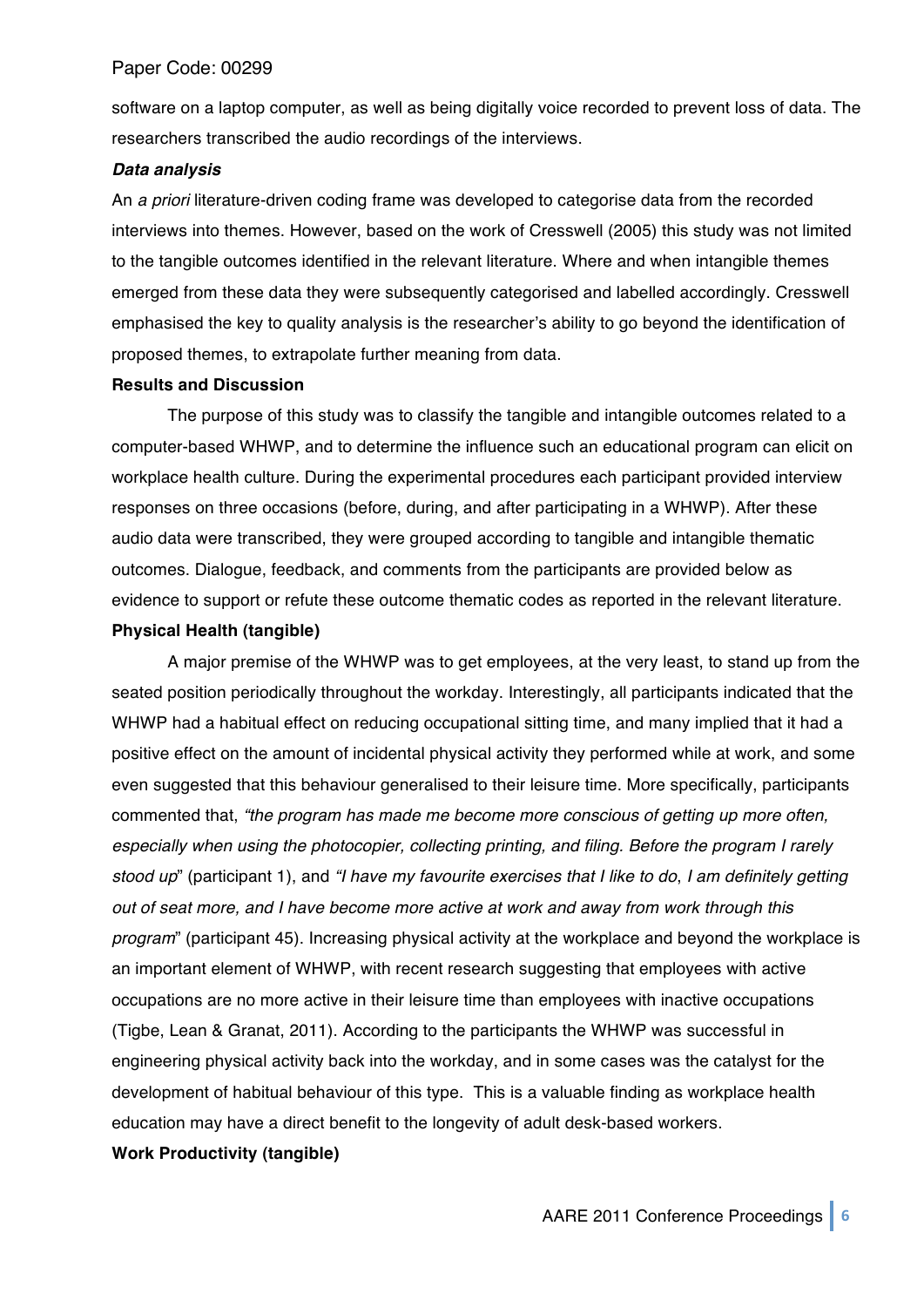software on a laptop computer, as well as being digitally voice recorded to prevent loss of data. The researchers transcribed the audio recordings of the interviews.

***Data analysis***

An *a priori* literature-driven coding frame was developed to categorise data from the recorded interviews into themes. However, based on the work of Cresswell (2005) this study was not limited to the tangible outcomes identified in the relevant literature. Where and when intangible themes emerged from these data they were subsequently categorised and labelled accordingly. Cresswell emphasised the key to quality analysis is the researcher's ability to go beyond the identification of proposed themes, to extrapolate further meaning from data.

**Results and Discussion**

The purpose of this study was to classify the tangible and intangible outcomes related to a computer-based WHWP, and to determine the influence such an educational program can elicit on workplace health culture. During the experimental procedures each participant provided interview responses on three occasions (before, during, and after participating in a WHWP). After these audio data were transcribed, they were grouped according to tangible and intangible thematic outcomes. Dialogue, feedback, and comments from the participants are provided below as evidence to support or refute these outcome thematic codes as reported in the relevant literature.

**Physical Health (tangible)**

A major premise of the WHWP was to get employees, at the very least, to stand up from the seated position periodically throughout the workday. Interestingly, all participants indicated that the WHWP had a habitual effect on reducing occupational sitting time, and many implied that it had a positive effect on the amount of incidental physical activity they performed while at work, and some even suggested that this behaviour generalised to their leisure time. More specifically, participants commented that, *"the program has made me become more conscious of getting up more often, especially when using the photocopier, collecting printing, and filing. Before the program I rarely stood up*" (participant 1), and *"I have my favourite exercises that I like to do*, *I am definitely getting out of seat more, and I have become more active at work and away from work through this program*" (participant 45). Increasing physical activity at the workplace and beyond the workplace is an important element of WHWP, with recent research suggesting that employees with active occupations are no more active in their leisure time than employees with inactive occupations (Tigbe, Lean & Granat, 2011). According to the participants the WHWP was successful in engineering physical activity back into the workday, and in some cases was the catalyst for the development of habitual behaviour of this type. This is a valuable finding as workplace health education may have a direct benefit to the longevity of adult desk-based workers.

**Work Productivity (tangible)**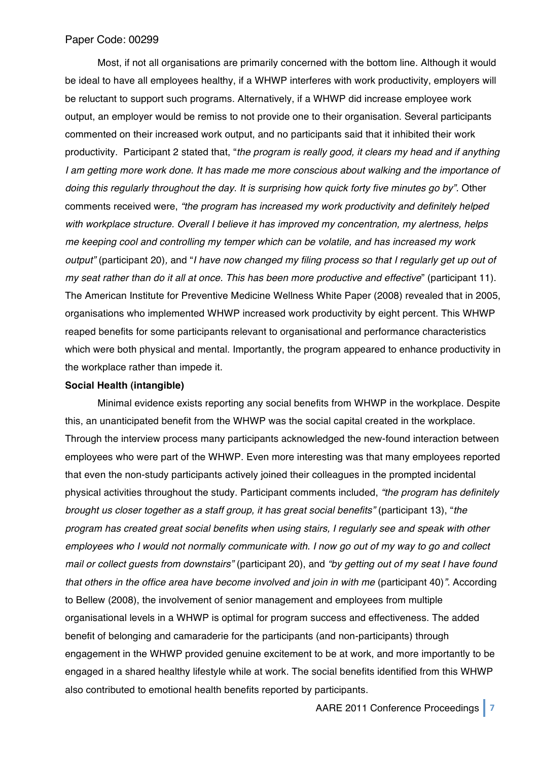Most, if not all organisations are primarily concerned with the bottom line. Although it would be ideal to have all employees healthy, if a WHWP interferes with work productivity, employers will be reluctant to support such programs. Alternatively, if a WHWP did increase employee work output, an employer would be remiss to not provide one to their organisation. Several participants commented on their increased work output, and no participants said that it inhibited their work productivity. Participant 2 stated that, "*the program is really good, it clears my head and if anything I am getting more work done. It has made me more conscious about walking and the importance of doing this regularly throughout the day. It is surprising how quick forty five minutes go by"*. Other comments received were, *"the program has increased my work productivity and definitely helped with workplace structure. Overall I believe it has improved my concentration, my alertness, helps me keeping cool and controlling my temper which can be volatile, and has increased my work output"* (participant 20), and "*I have now changed my filing process so that I regularly get up out of my seat rather than do it all at once. This has been more productive and effective*" (participant 11). The American Institute for Preventive Medicine Wellness White Paper (2008) revealed that in 2005, organisations who implemented WHWP increased work productivity by eight percent. This WHWP reaped benefits for some participants relevant to organisational and performance characteristics which were both physical and mental. Importantly, the program appeared to enhance productivity in the workplace rather than impede it.

**Social Health (intangible)**

Minimal evidence exists reporting any social benefits from WHWP in the workplace. Despite this, an unanticipated benefit from the WHWP was the social capital created in the workplace. Through the interview process many participants acknowledged the new-found interaction between employees who were part of the WHWP. Even more interesting was that many employees reported that even the non-study participants actively joined their colleagues in the prompted incidental physical activities throughout the study. Participant comments included, *"the program has definitely brought us closer together as a staff group, it has great social benefits"* (participant 13), "*the program has created great social benefits when using stairs, I regularly see and speak with other employees who I would not normally communicate with. I now go out of my way to go and collect mail or collect guests from downstairs"* (participant 20), and *"by getting out of my seat I have found that others in the office area have become involved and join in with me* (participant 40)*"*. According to Bellew (2008), the involvement of senior management and employees from multiple organisational levels in a WHWP is optimal for program success and effectiveness. The added benefit of belonging and camaraderie for the participants (and non-participants) through engagement in the WHWP provided genuine excitement to be at work, and more importantly to be engaged in a shared healthy lifestyle while at work. The social benefits identified from this WHWP also contributed to emotional health benefits reported by participants.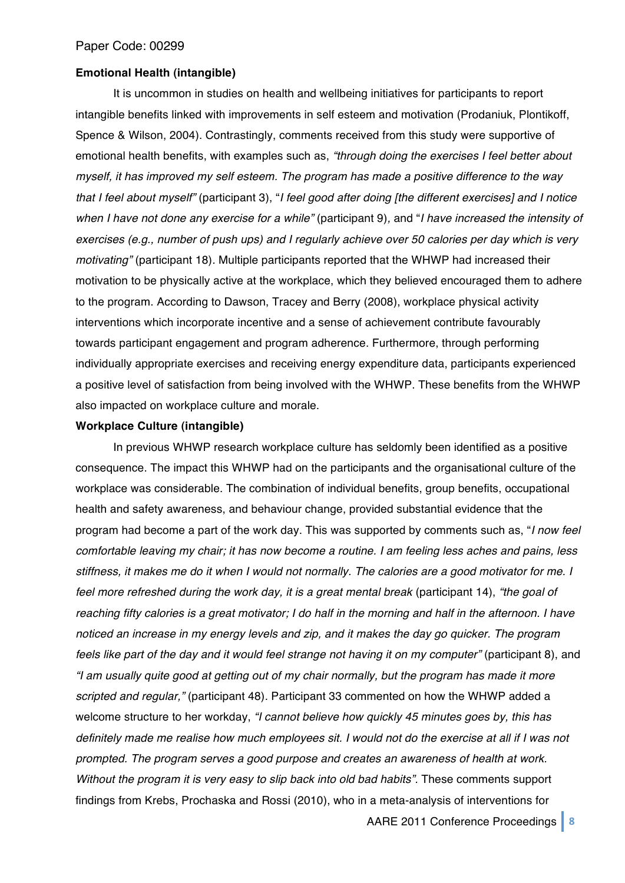**Emotional Health (intangible)**

It is uncommon in studies on health and wellbeing initiatives for participants to report intangible benefits linked with improvements in self esteem and motivation (Prodaniuk, Plontikoff, Spence & Wilson, 2004). Contrastingly, comments received from this study were supportive of emotional health benefits, with examples such as, *"through doing the exercises I feel better about myself, it has improved my self esteem. The program has made a positive difference to the way that I feel about myself"* (participant 3), "*I feel good after doing [the different exercises] and I notice when I have not done any exercise for a while"* (participant 9), and "*I have increased the intensity of exercises (e.g., number of push ups) and I regularly achieve over 50 calories per day which is very motivating"* (participant 18). Multiple participants reported that the WHWP had increased their motivation to be physically active at the workplace, which they believed encouraged them to adhere to the program. According to Dawson, Tracey and Berry (2008), workplace physical activity interventions which incorporate incentive and a sense of achievement contribute favourably towards participant engagement and program adherence. Furthermore, through performing individually appropriate exercises and receiving energy expenditure data, participants experienced a positive level of satisfaction from being involved with the WHWP. These benefits from the WHWP also impacted on workplace culture and morale.

**Workplace Culture (intangible)**

In previous WHWP research workplace culture has seldomly been identified as a positive consequence. The impact this WHWP had on the participants and the organisational culture of the workplace was considerable. The combination of individual benefits, group benefits, occupational health and safety awareness, and behaviour change, provided substantial evidence that the program had become a part of the work day. This was supported by comments such as, "*I now feel comfortable leaving my chair; it has now become a routine. I am feeling less aches and pains, less stiffness, it makes me do it when I would not normally. The calories are a good motivator for me. I feel more refreshed during the work day, it is a great mental break* (participant 14), *"the goal of reaching fifty calories is a great motivator; I do half in the morning and half in the afternoon. I have noticed an increase in my energy levels and zip, and it makes the day go quicker. The program feels like part of the day and it would feel strange not having it on my computer"* (participant 8), and *"I am usually quite good at getting out of my chair normally, but the program has made it more scripted and regular,"* (participant 48). Participant 33 commented on how the WHWP added a welcome structure to her workday, *"I cannot believe how quickly 45 minutes goes by, this has definitely made me realise how much employees sit. I would not do the exercise at all if I was not prompted. The program serves a good purpose and creates an awareness of health at work. Without the program it is very easy to slip back into old bad habits".* These comments support findings from Krebs, Prochaska and Rossi (2010), who in a meta-analysis of interventions for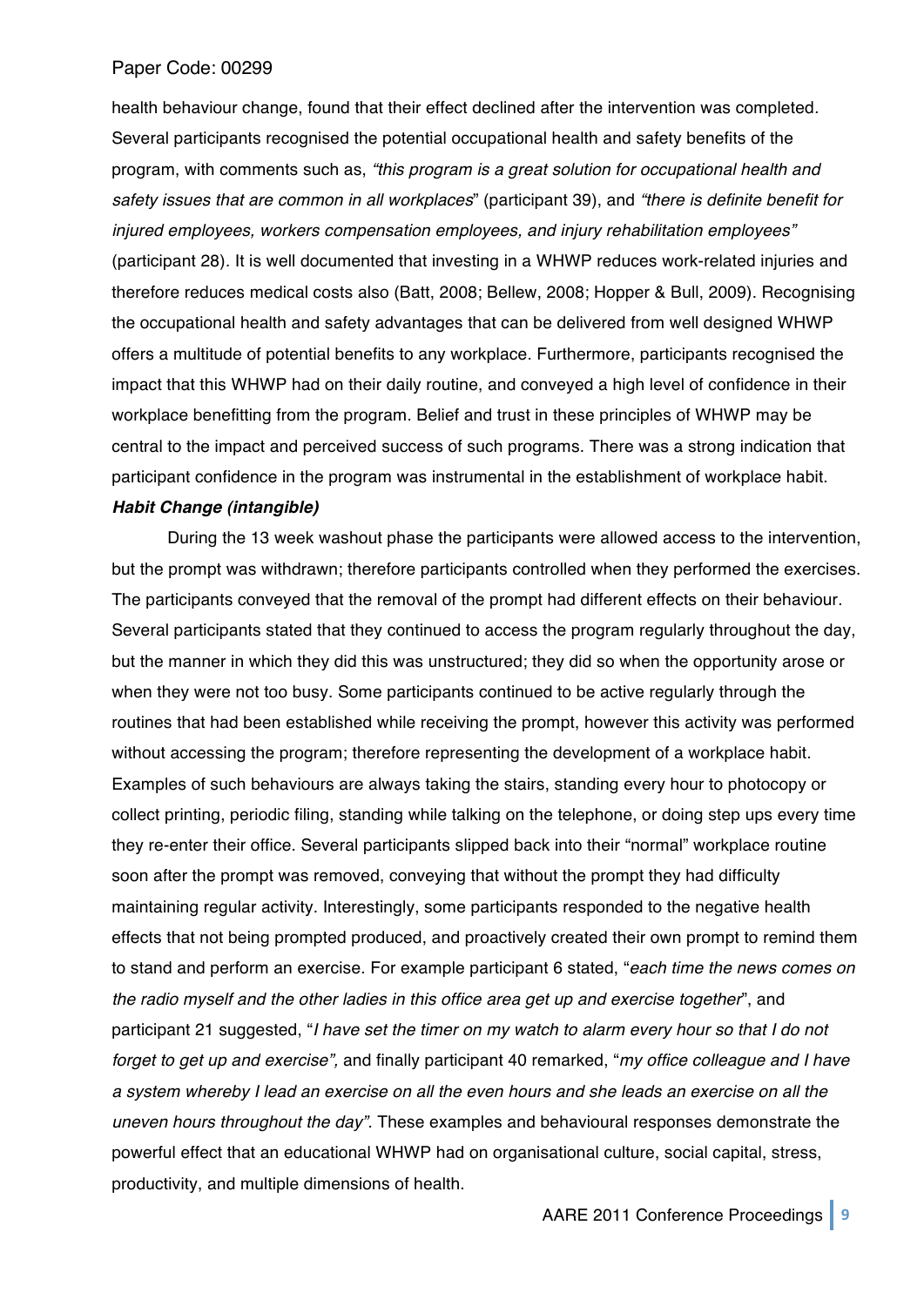health behaviour change, found that their effect declined after the intervention was completed. Several participants recognised the potential occupational health and safety benefits of the program, with comments such as, *"this program is a great solution for occupational health and safety issues that are common in all workplaces*" (participant 39), and *"there is definite benefit for injured employees, workers compensation employees, and injury rehabilitation employees"* (participant 28). It is well documented that investing in a WHWP reduces work-related injuries and therefore reduces medical costs also (Batt, 2008; Bellew, 2008; Hopper & Bull, 2009). Recognising the occupational health and safety advantages that can be delivered from well designed WHWP offers a multitude of potential benefits to any workplace. Furthermore, participants recognised the impact that this WHWP had on their daily routine, and conveyed a high level of confidence in their workplace benefitting from the program. Belief and trust in these principles of WHWP may be central to the impact and perceived success of such programs. There was a strong indication that participant confidence in the program was instrumental in the establishment of workplace habit.

***Habit Change (intangible)***

During the 13 week washout phase the participants were allowed access to the intervention, but the prompt was withdrawn; therefore participants controlled when they performed the exercises. The participants conveyed that the removal of the prompt had different effects on their behaviour. Several participants stated that they continued to access the program regularly throughout the day, but the manner in which they did this was unstructured; they did so when the opportunity arose or when they were not too busy. Some participants continued to be active regularly through the routines that had been established while receiving the prompt, however this activity was performed without accessing the program; therefore representing the development of a workplace habit. Examples of such behaviours are always taking the stairs, standing every hour to photocopy or collect printing, periodic filing, standing while talking on the telephone, or doing step ups every time they re-enter their office. Several participants slipped back into their "normal" workplace routine soon after the prompt was removed, conveying that without the prompt they had difficulty maintaining regular activity. Interestingly, some participants responded to the negative health effects that not being prompted produced, and proactively created their own prompt to remind them to stand and perform an exercise. For example participant 6 stated, "*each time the news comes on the radio myself and the other ladies in this office area get up and exercise together*", and participant 21 suggested, "*I have set the timer on my watch to alarm every hour so that I do not forget to get up and exercise",* and finally participant 40 remarked, "*my office colleague and I have a system whereby I lead an exercise on all the even hours and she leads an exercise on all the uneven hours throughout the day".* These examples and behavioural responses demonstrate the powerful effect that an educational WHWP had on organisational culture, social capital, stress, productivity, and multiple dimensions of health.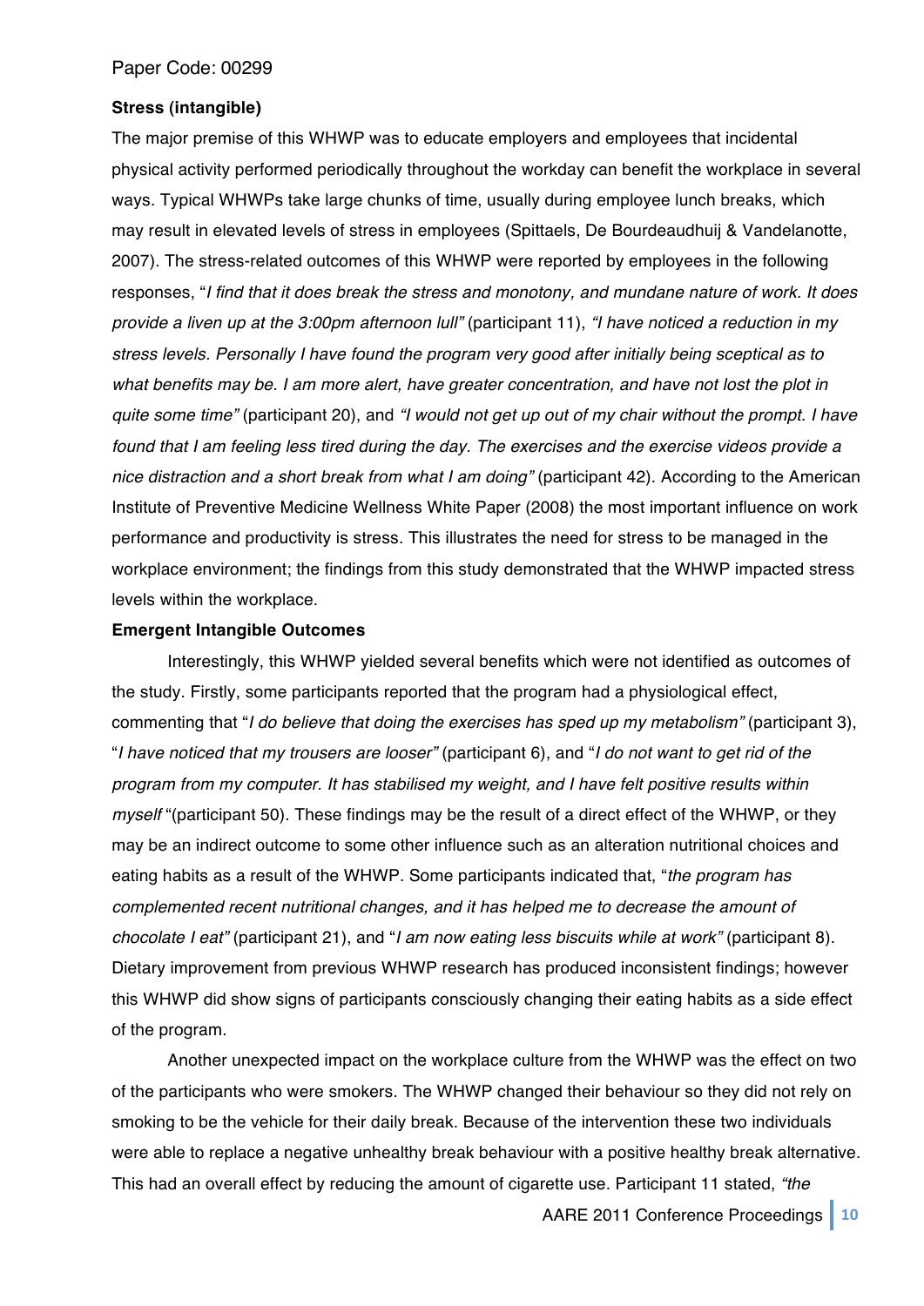**Stress (intangible)**

The major premise of this WHWP was to educate employers and employees that incidental physical activity performed periodically throughout the workday can benefit the workplace in several ways. Typical WHWPs take large chunks of time, usually during employee lunch breaks, which may result in elevated levels of stress in employees (Spittaels, De Bourdeaudhuij & Vandelanotte, 2007). The stress-related outcomes of this WHWP were reported by employees in the following responses, "*I find that it does break the stress and monotony, and mundane nature of work. It does provide a liven up at the 3:00pm afternoon lull"* (participant 11), *"I have noticed a reduction in my stress levels. Personally I have found the program very good after initially being sceptical as to what benefits may be. I am more alert, have greater concentration, and have not lost the plot in quite some time"* (participant 20), and *"I would not get up out of my chair without the prompt. I have found that I am feeling less tired during the day. The exercises and the exercise videos provide a nice distraction and a short break from what I am doing"* (participant 42). According to the American Institute of Preventive Medicine Wellness White Paper (2008) the most important influence on work performance and productivity is stress. This illustrates the need for stress to be managed in the workplace environment; the findings from this study demonstrated that the WHWP impacted stress levels within the workplace.

**Emergent Intangible Outcomes**

Interestingly, this WHWP yielded several benefits which were not identified as outcomes of the study. Firstly, some participants reported that the program had a physiological effect, commenting that "*I do believe that doing the exercises has sped up my metabolism"* (participant 3), "*I have noticed that my trousers are looser"* (participant 6), and "*I do not want to get rid of the program from my computer. It has stabilised my weight, and I have felt positive results within myself* "(participant 50). These findings may be the result of a direct effect of the WHWP, or they may be an indirect outcome to some other influence such as an alteration nutritional choices and eating habits as a result of the WHWP. Some participants indicated that, "*the program has complemented recent nutritional changes, and it has helped me to decrease the amount of chocolate I eat"* (participant 21), and "*I am now eating less biscuits while at work"* (participant 8). Dietary improvement from previous WHWP research has produced inconsistent findings; however this WHWP did show signs of participants consciously changing their eating habits as a side effect of the program.

Another unexpected impact on the workplace culture from the WHWP was the effect on two of the participants who were smokers. The WHWP changed their behaviour so they did not rely on smoking to be the vehicle for their daily break. Because of the intervention these two individuals were able to replace a negative unhealthy break behaviour with a positive healthy break alternative. This had an overall effect by reducing the amount of cigarette use. Participant 11 stated, *"the*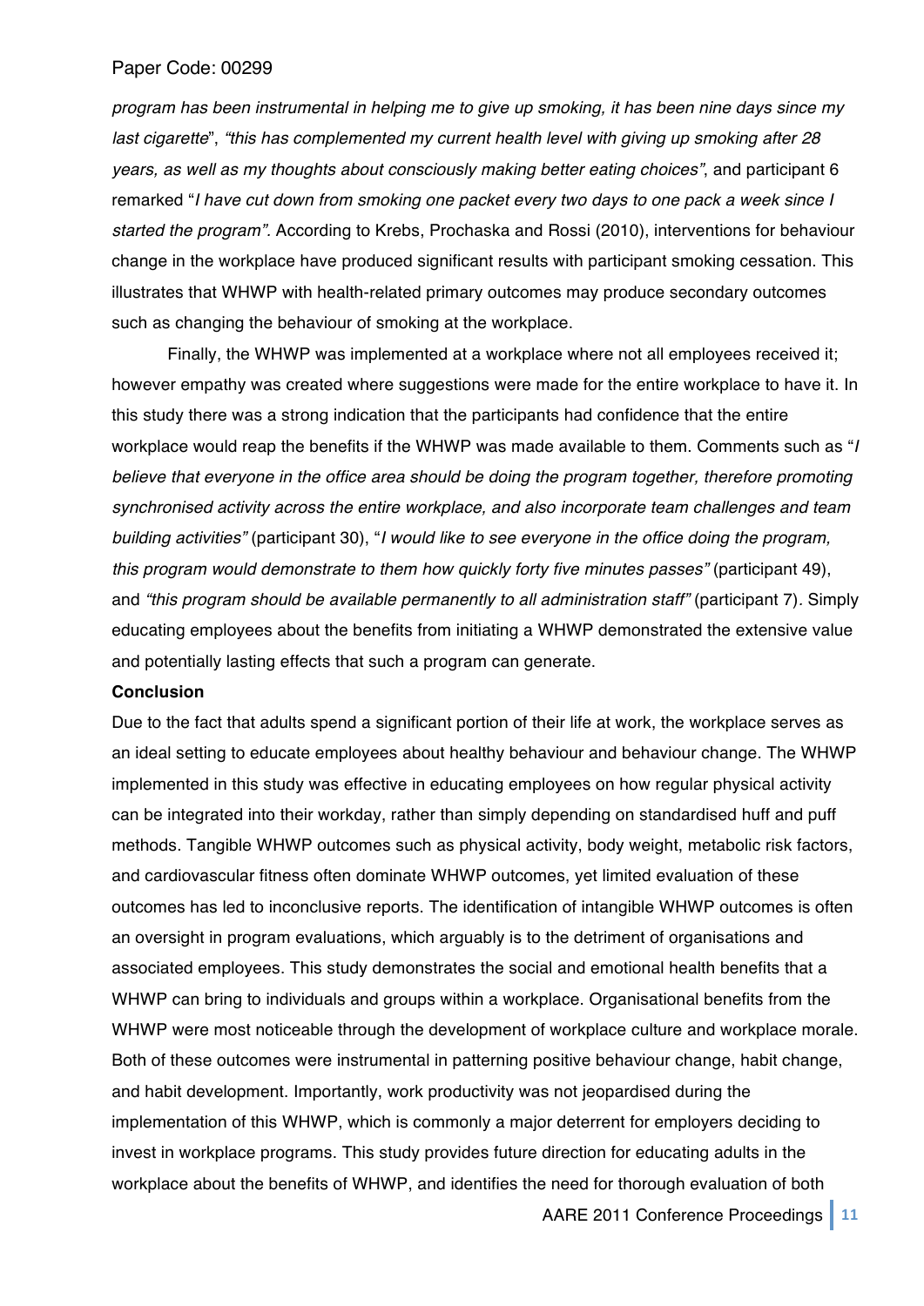*program has been instrumental in helping me to give up smoking, it has been nine days since my last cigarette*", *"this has complemented my current health level with giving up smoking after 28 years, as well as my thoughts about consciously making better eating choices"*, and participant 6 remarked "*I have cut down from smoking one packet every two days to one pack a week since I started the program"*. According to Krebs, Prochaska and Rossi (2010), interventions for behaviour change in the workplace have produced significant results with participant smoking cessation. This illustrates that WHWP with health-related primary outcomes may produce secondary outcomes such as changing the behaviour of smoking at the workplace.

Finally, the WHWP was implemented at a workplace where not all employees received it; however empathy was created where suggestions were made for the entire workplace to have it. In this study there was a strong indication that the participants had confidence that the entire workplace would reap the benefits if the WHWP was made available to them. Comments such as "*I believe that everyone in the office area should be doing the program together, therefore promoting synchronised activity across the entire workplace, and also incorporate team challenges and team building activities"* (participant 30), "*I would like to see everyone in the office doing the program, this program would demonstrate to them how quickly forty five minutes passes"* (participant 49), and *"this program should be available permanently to all administration staff"* (participant 7). Simply educating employees about the benefits from initiating a WHWP demonstrated the extensive value and potentially lasting effects that such a program can generate.

**Conclusion**

Due to the fact that adults spend a significant portion of their life at work, the workplace serves as an ideal setting to educate employees about healthy behaviour and behaviour change. The WHWP implemented in this study was effective in educating employees on how regular physical activity can be integrated into their workday, rather than simply depending on standardised huff and puff methods. Tangible WHWP outcomes such as physical activity, body weight, metabolic risk factors, and cardiovascular fitness often dominate WHWP outcomes, yet limited evaluation of these outcomes has led to inconclusive reports. The identification of intangible WHWP outcomes is often an oversight in program evaluations, which arguably is to the detriment of organisations and associated employees. This study demonstrates the social and emotional health benefits that a WHWP can bring to individuals and groups within a workplace. Organisational benefits from the WHWP were most noticeable through the development of workplace culture and workplace morale. Both of these outcomes were instrumental in patterning positive behaviour change, habit change, and habit development. Importantly, work productivity was not jeopardised during the implementation of this WHWP, which is commonly a major deterrent for employers deciding to invest in workplace programs. This study provides future direction for educating adults in the workplace about the benefits of WHWP, and identifies the need for thorough evaluation of both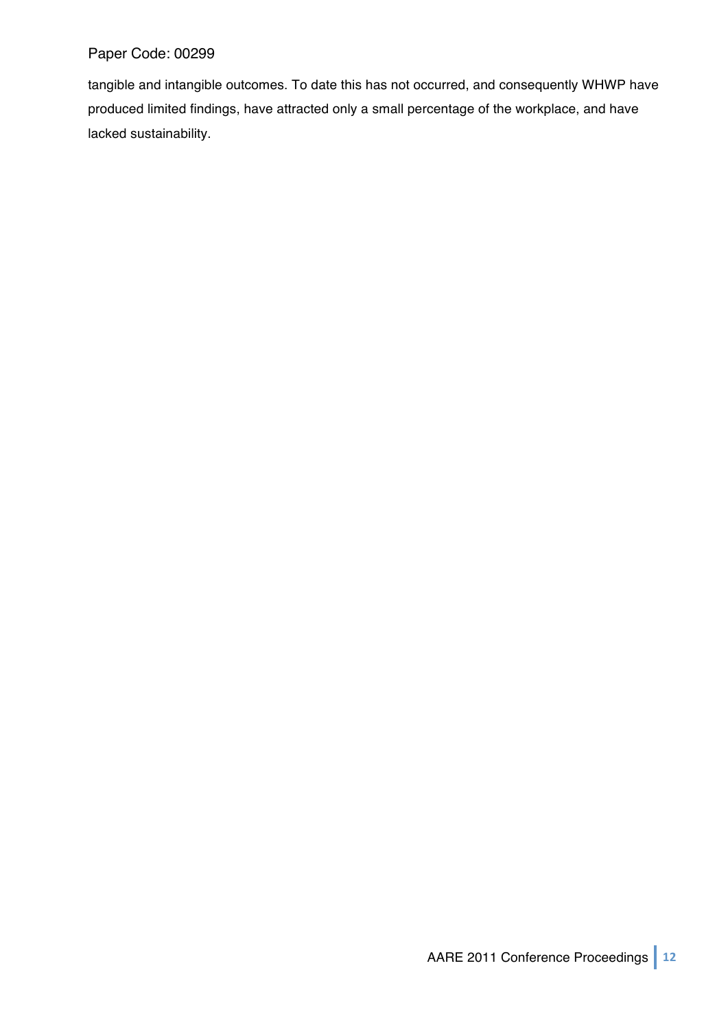tangible and intangible outcomes. To date this has not occurred, and consequently WHWP have produced limited findings, have attracted only a small percentage of the workplace, and have lacked sustainability.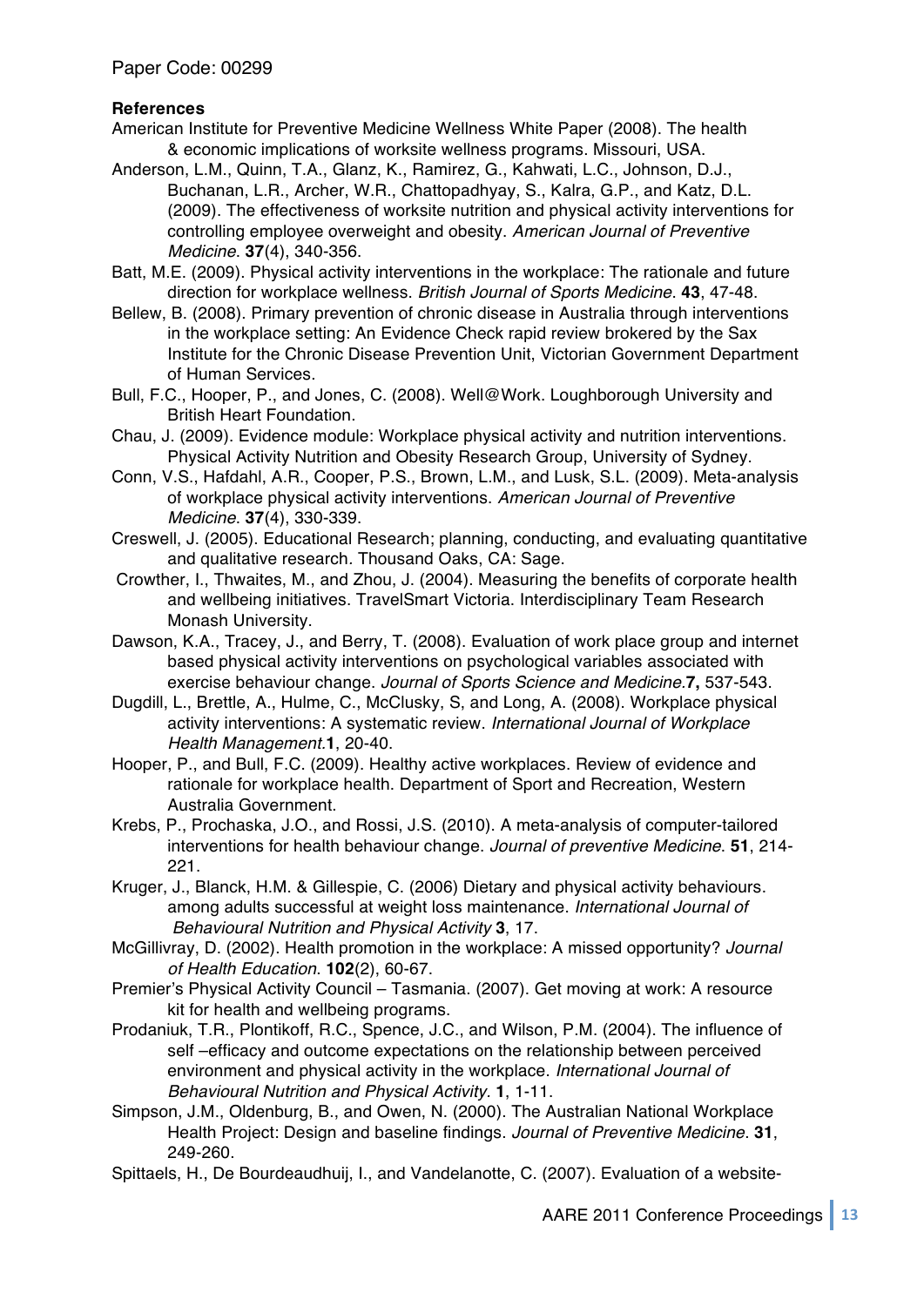**References**

American Institute for Preventive Medicine Wellness White Paper (2008). The health & economic implications of worksite wellness programs. Missouri, USA.

Anderson, L.M., Quinn, T.A., Glanz, K., Ramirez, G., Kahwati, L.C., Johnson, D.J., Buchanan, L.R., Archer, W.R., Chattopadhyay, S., Kalra, G.P., and Katz, D.L. (2009). The effectiveness of worksite nutrition and physical activity interventions for controlling employee overweight and obesity. *American Journal of Preventive Medicine*. **37**(4), 340-356.

Batt, M.E. (2009). Physical activity interventions in the workplace: The rationale and future direction for workplace wellness. *British Journal of Sports Medicine*. **43**, 47-48.

Bellew, B. (2008). Primary prevention of chronic disease in Australia through interventions in the workplace setting: An Evidence Check rapid review brokered by the Sax Institute for the Chronic Disease Prevention Unit, Victorian Government Department of Human Services.

Bull, F.C., Hooper, P., and Jones, C. (2008). Well@Work. Loughborough University and British Heart Foundation.

Chau, J. (2009). Evidence module: Workplace physical activity and nutrition interventions. Physical Activity Nutrition and Obesity Research Group, University of Sydney.

Conn, V.S., Hafdahl, A.R., Cooper, P.S., Brown, L.M., and Lusk, S.L. (2009). Meta-analysis of workplace physical activity interventions. *American Journal of Preventive Medicine*. **37**(4), 330-339.

Creswell, J. (2005). Educational Research; planning, conducting, and evaluating quantitative and qualitative research. Thousand Oaks, CA: Sage.

Crowther, I., Thwaites, M., and Zhou, J. (2004). Measuring the benefits of corporate health and wellbeing initiatives. TravelSmart Victoria. Interdisciplinary Team Research Monash University.

Dawson, K.A., Tracey, J., and Berry, T. (2008). Evaluation of work place group and internet based physical activity interventions on psychological variables associated with exercise behaviour change. *Journal of Sports Science and Medicine*.**7,** 537-543.

Dugdill, L., Brettle, A., Hulme, C., McClusky, S, and Long, A. (2008). Workplace physical activity interventions: A systematic review. *International Journal of Workplace Health Management*.**1**, 20-40.

Hooper, P., and Bull, F.C. (2009). Healthy active workplaces. Review of evidence and rationale for workplace health. Department of Sport and Recreation, Western Australia Government.

Krebs, P., Prochaska, J.O., and Rossi, J.S. (2010). A meta-analysis of computer-tailored interventions for health behaviour change. *Journal of preventive Medicine*. **51**, 214-221.

Kruger, J., Blanck, H.M. & Gillespie, C. (2006) Dietary and physical activity behaviours. among adults successful at weight loss maintenance. *International Journal of Behavioural Nutrition and Physical Activity* **3**, 17.

McGillivray, D. (2002). Health promotion in the workplace: A missed opportunity? *Journal of Health Education*. **102**(2), 60-67.

Premier's Physical Activity Council – Tasmania. (2007). Get moving at work: A resource kit for health and wellbeing programs.

Prodaniuk, T.R., Plontikoff, R.C., Spence, J.C., and Wilson, P.M. (2004). The influence of self –efficacy and outcome expectations on the relationship between perceived environment and physical activity in the workplace. *International Journal of Behavioural Nutrition and Physical Activity*. **1**, 1-11.

Simpson, J.M., Oldenburg, B., and Owen, N. (2000). The Australian National Workplace Health Project: Design and baseline findings. *Journal of Preventive Medicine*. **31**, 249-260.

Spittaels, H., De Bourdeaudhuij, I., and Vandelanotte, C. (2007). Evaluation of a website-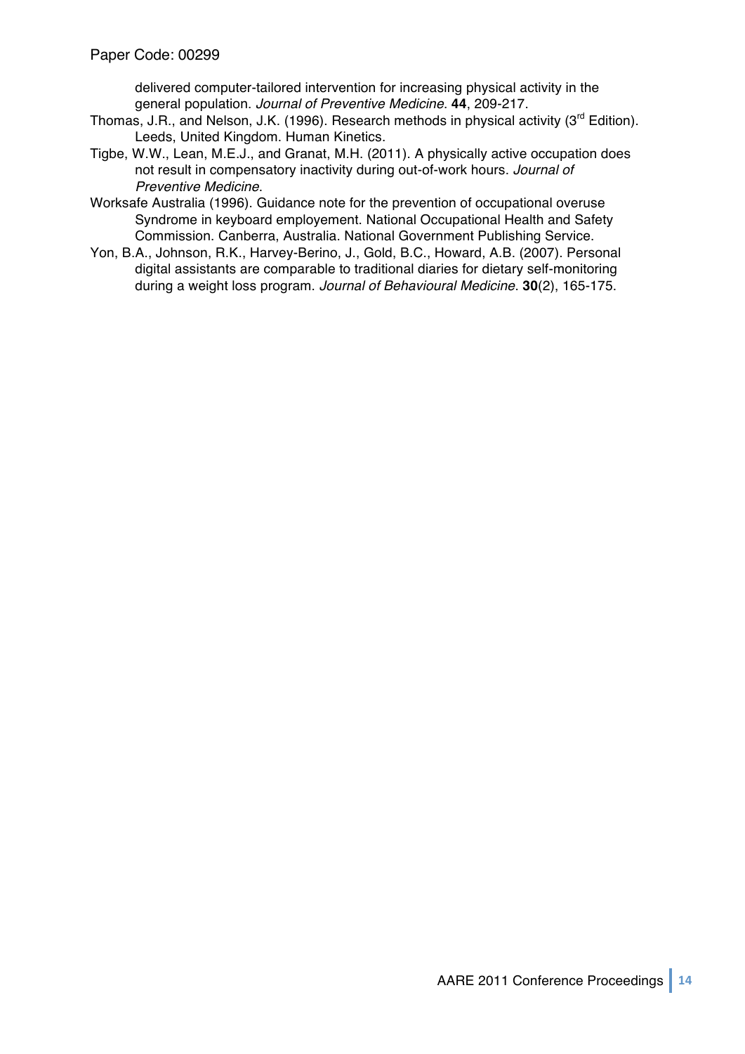delivered computer-tailored intervention for increasing physical activity in the general population. *Journal of Preventive Medicine*. **44**, 209-217.

Thomas, J.R., and Nelson, J.K. (1996). Research methods in physical activity (3rd Edition). Leeds, United Kingdom. Human Kinetics.

Tigbe, W.W., Lean, M.E.J., and Granat, M.H. (2011). A physically active occupation does not result in compensatory inactivity during out-of-work hours. *Journal of Preventive Medicine*.

Worksafe Australia (1996). Guidance note for the prevention of occupational overuse Syndrome in keyboard employement. National Occupational Health and Safety Commission. Canberra, Australia. National Government Publishing Service.

Yon, B.A., Johnson, R.K., Harvey-Berino, J., Gold, B.C., Howard, A.B. (2007). Personal digital assistants are comparable to traditional diaries for dietary self-monitoring during a weight loss program. *Journal of Behavioural Medicine*. **30**(2), 165-175.